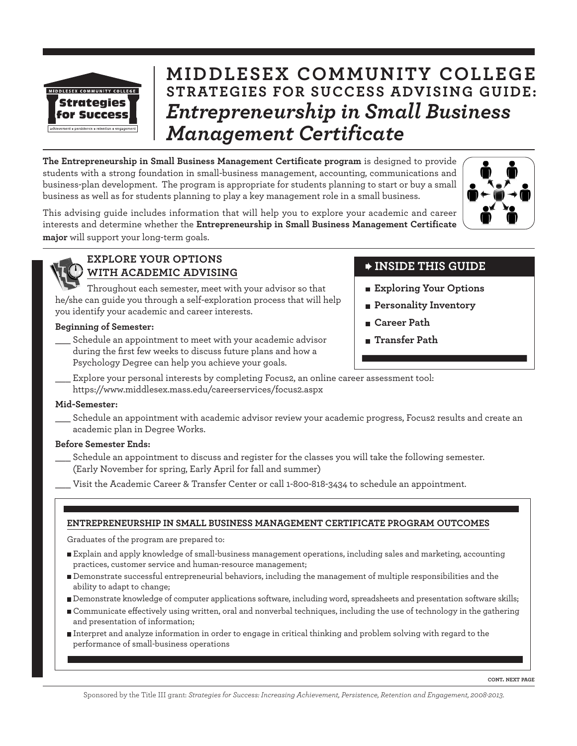# MIDDLESEX COMMUNITY COLLEGE
## STRATEGIES FOR SUCCESS ADVISING GUIDE: *Entrepreneurship in Small Business Management Certificate*

**The Entrepreneurship in Small Business Management Certificate program** is designed to provide students with a strong foundation in small-business management, accounting, communications and business-plan development. The program is appropriate for students planning to start or buy a small business as well as for students planning to play a key management role in a small business.

This advising guide includes information that will help you to explore your academic and career interests and determine whether the **Entrepreneurship in Small Business Management Certificate major** will support your long-term goals.

### INSIDE THIS GUIDE

- **Exploring Your Options**
- **Personality Inventory**
- **Career Path**
- **Transfer Path**

### EXPLORE YOUR OPTIONS WITH ACADEMIC ADVISING

Throughout each semester, meet with your advisor so that he/she can guide you through a self-exploration process that will help you identify your academic and career interests.

**Beginning of Semester:**

___ Schedule an appointment to meet with your academic advisor during the first few weeks to discuss future plans and how a Psychology Degree can help you achieve your goals.

___ Explore your personal interests by completing Focus2, an online career assessment tool: https://www.middlesex.mass.edu/careerservices/focus2.aspx

**Mid-Semester:**

___ Schedule an appointment with academic advisor review your academic progress, Focus2 results and create an academic plan in Degree Works.

**Before Semester Ends:**

___ Schedule an appointment to discuss and register for the classes you will take the following semester. (Early November for spring, Early April for fall and summer)

___ Visit the Academic Career & Transfer Center or call 1-800-818-3434 to schedule an appointment.

### ENTREPRENEURSHIP IN SMALL BUSINESS MANAGEMENT CERTIFICATE PROGRAM OUTCOMES

Graduates of the program are prepared to:

- Explain and apply knowledge of small-business management operations, including sales and marketing, accounting practices, customer service and human-resource management;
- Demonstrate successful entrepreneurial behaviors, including the management of multiple responsibilities and the ability to adapt to change;
- Demonstrate knowledge of computer applications software, including word, spreadsheets and presentation software skills;
- Communicate effectively using written, oral and nonverbal techniques, including the use of technology in the gathering and presentation of information;
- Interpret and analyze information in order to engage in critical thinking and problem solving with regard to the performance of small-business operations

CONT. NEXT PAGE

Sponsored by the Title III grant: *Strategies for Success: Increasing Achievement, Persistence, Retention and Engagement, 2008-2013.*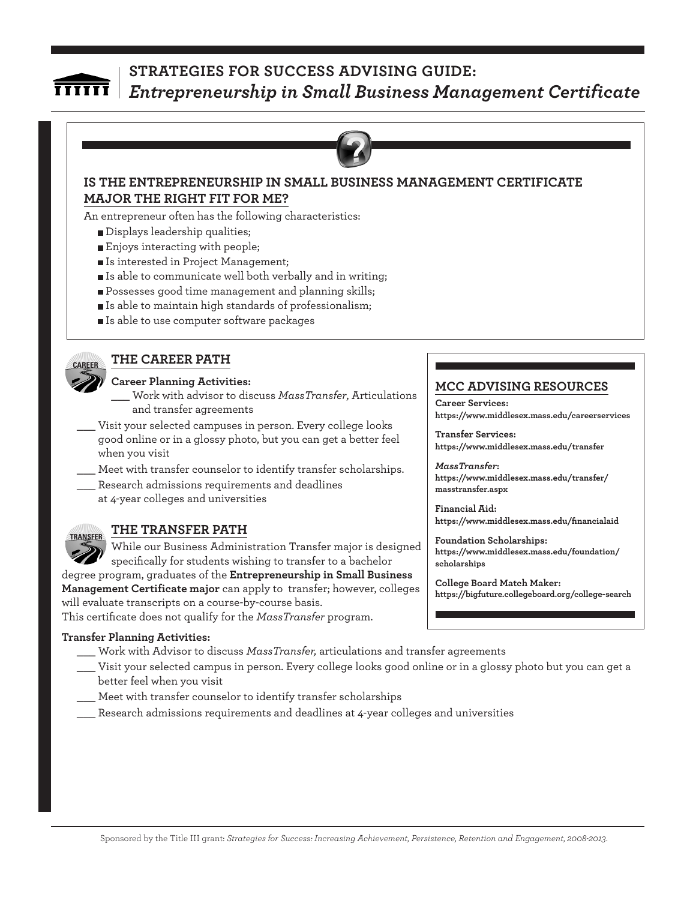# STRATEGIES FOR SUCCESS ADVISING GUIDE: *Entrepreneurship in Small Business Management Certificate*

## IS THE ENTREPRENEURSHIP IN SMALL BUSINESS MANAGEMENT CERTIFICATE MAJOR THE RIGHT FIT FOR ME?

An entrepreneur often has the following characteristics:

- Displays leadership qualities;
- Enjoys interacting with people;
- Is interested in Project Management;
- Is able to communicate well both verbally and in writing;
- Possesses good time management and planning skills;
- Is able to maintain high standards of professionalism;
- Is able to use computer software packages

## THE CAREER PATH

**Career Planning Activities:**

___ Work with advisor to discuss *MassTransfer*, Articulations and transfer agreements

___ Visit your selected campuses in person. Every college looks good online or in a glossy photo, but you can get a better feel when you visit

___ Meet with transfer counselor to identify transfer scholarships.

___ Research admissions requirements and deadlines at 4-year colleges and universities

## THE TRANSFER PATH

While our Business Administration Transfer major is designed specifically for students wishing to transfer to a bachelor degree program, graduates of the **Entrepreneurship in Small Business Management Certificate major** can apply to transfer; however, colleges will evaluate transcripts on a course-by-course basis.
This certificate does not qualify for the *MassTransfer* program.

**Transfer Planning Activities:**

___ Work with Advisor to discuss *MassTransfer,* articulations and transfer agreements

___ Visit your selected campus in person. Every college looks good online or in a glossy photo but you can get a better feel when you visit

___ Meet with transfer counselor to identify transfer scholarships

___ Research admissions requirements and deadlines at 4-year colleges and universities

## MCC ADVISING RESOURCES

**Career Services:**
**https://www.middlesex.mass.edu/careerservices**

**Transfer Services:**
**https://www.middlesex.mass.edu/transfer**

***MassTransfer*:**
**https://www.middlesex.mass.edu/transfer/masstransfer.aspx**

**Financial Aid:**
**https://www.middlesex.mass.edu/financialaid**

**Foundation Scholarships:**
**https://www.middlesex.mass.edu/foundation/scholarships**

**College Board Match Maker:**
**https://bigfuture.collegeboard.org/college-search**

Sponsored by the Title III grant: *Strategies for Success: Increasing Achievement, Persistence, Retention and Engagement, 2008-2013.*